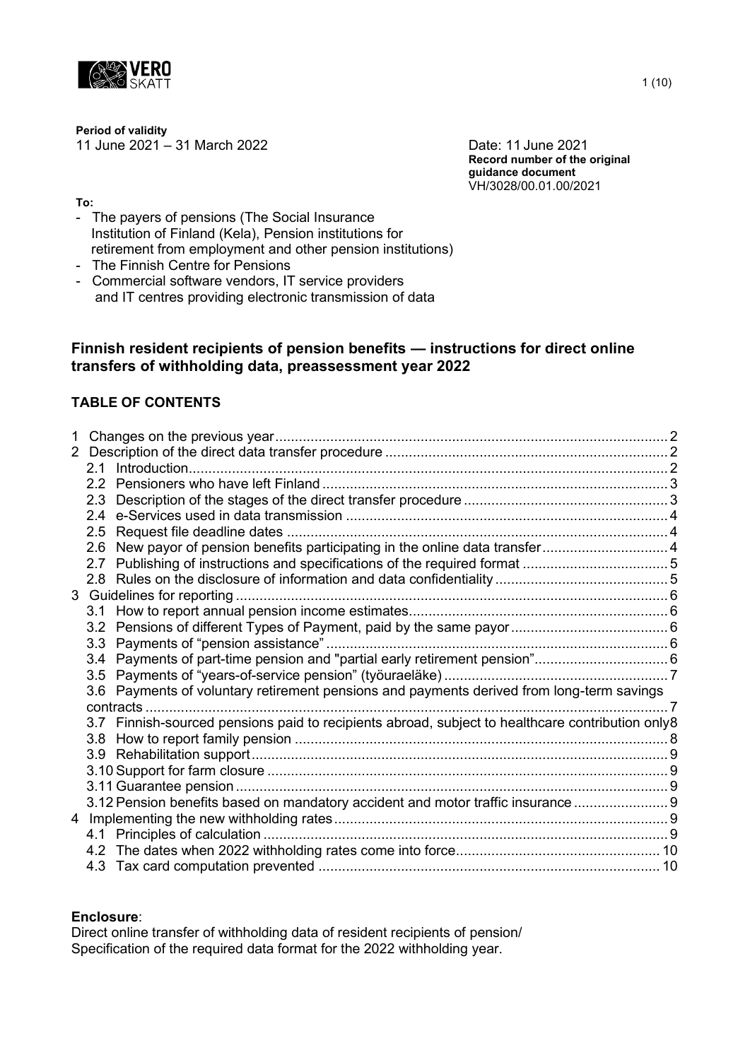**Period of validity**
11 June 2021 – 31 March 2022

Date: 11 June 2021
**Record number of the original guidance document**
VH/3028/00.01.00/2021

**To:**

- The payers of pensions (The Social Insurance Institution of Finland (Kela), Pension institutions for retirement from employment and other pension institutions)
- The Finnish Centre for Pensions
- Commercial software vendors, IT service providers and IT centres providing electronic transmission of data

## Finnish resident recipients of pension benefits — instructions for direct online transfers of withholding data, preassessment year 2022

### TABLE OF CONTENTS

1 Changes on the previous year .......... 2
2 Description of the direct data transfer procedure .......... 2
  2.1 Introduction .......... 2
  2.2 Pensioners who have left Finland .......... 3
  2.3 Description of the stages of the direct transfer procedure .......... 3
  2.4 e-Services used in data transmission .......... 4
  2.5 Request file deadline dates .......... 4
  2.6 New payor of pension benefits participating in the online data transfer .......... 4
  2.7 Publishing of instructions and specifications of the required format .......... 5
  2.8 Rules on the disclosure of information and data confidentiality .......... 5
3 Guidelines for reporting .......... 6
  3.1 How to report annual pension income estimates .......... 6
  3.2 Pensions of different Types of Payment, paid by the same payor .......... 6
  3.3 Payments of "pension assistance" .......... 6
  3.4 Payments of part-time pension and "partial early retirement pension" .......... 6
  3.5 Payments of "years-of-service pension" (työuraeläke) .......... 7
  3.6 Payments of voluntary retirement pensions and payments derived from long-term savings contracts .......... 7
  3.7 Finnish-sourced pensions paid to recipients abroad, subject to healthcare contribution only .......... 8
  3.8 How to report family pension .......... 8
  3.9 Rehabilitation support .......... 9
  3.10 Support for farm closure .......... 9
  3.11 Guarantee pension .......... 9
  3.12 Pension benefits based on mandatory accident and motor traffic insurance .......... 9
4 Implementing the new withholding rates .......... 9
  4.1 Principles of calculation .......... 9
  4.2 The dates when 2022 withholding rates come into force .......... 10
  4.3 Tax card computation prevented .......... 10

**Enclosure**:
Direct online transfer of withholding data of resident recipients of pension/
Specification of the required data format for the 2022 withholding year.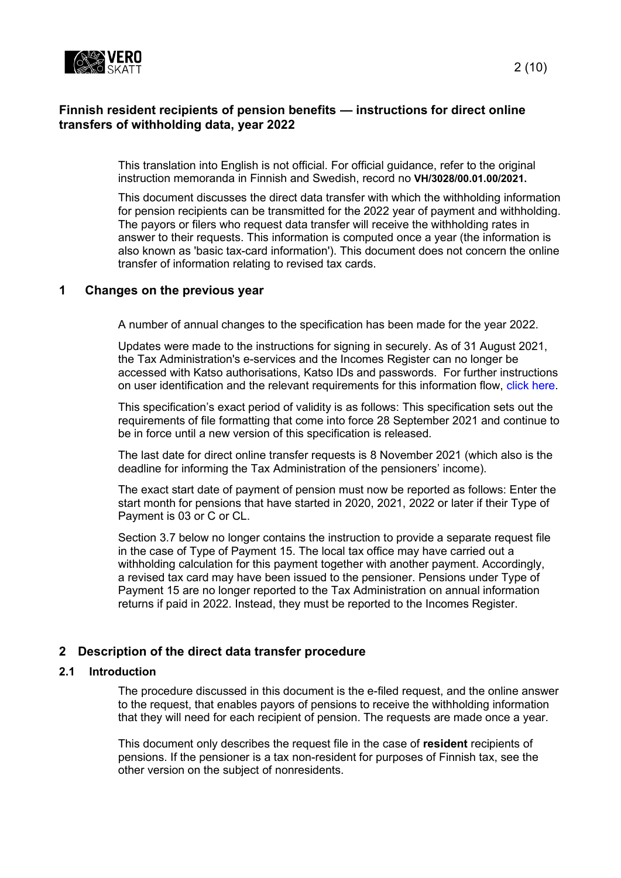# Finnish resident recipients of pension benefits — instructions for direct online transfers of withholding data, year 2022

This translation into English is not official. For official guidance, refer to the original instruction memoranda in Finnish and Swedish, record no **VH/3028/00.01.00/2021.**

This document discusses the direct data transfer with which the withholding information for pension recipients can be transmitted for the 2022 year of payment and withholding. The payors or filers who request data transfer will receive the withholding rates in answer to their requests. This information is computed once a year (the information is also known as 'basic tax-card information'). This document does not concern the online transfer of information relating to revised tax cards.

## 1 Changes on the previous year

A number of annual changes to the specification has been made for the year 2022.

Updates were made to the instructions for signing in securely. As of 31 August 2021, the Tax Administration's e-services and the Incomes Register can no longer be accessed with Katso authorisations, Katso IDs and passwords. For further instructions on user identification and the relevant requirements for this information flow, click here.

This specification's exact period of validity is as follows: This specification sets out the requirements of file formatting that come into force 28 September 2021 and continue to be in force until a new version of this specification is released.

The last date for direct online transfer requests is 8 November 2021 (which also is the deadline for informing the Tax Administration of the pensioners' income).

The exact start date of payment of pension must now be reported as follows: Enter the start month for pensions that have started in 2020, 2021, 2022 or later if their Type of Payment is 03 or C or CL.

Section 3.7 below no longer contains the instruction to provide a separate request file in the case of Type of Payment 15. The local tax office may have carried out a withholding calculation for this payment together with another payment. Accordingly, a revised tax card may have been issued to the pensioner. Pensions under Type of Payment 15 are no longer reported to the Tax Administration on annual information returns if paid in 2022. Instead, they must be reported to the Incomes Register.

## 2 Description of the direct data transfer procedure

### 2.1 Introduction

The procedure discussed in this document is the e-filed request, and the online answer to the request, that enables payors of pensions to receive the withholding information that they will need for each recipient of pension. The requests are made once a year.

This document only describes the request file in the case of **resident** recipients of pensions. If the pensioner is a tax non-resident for purposes of Finnish tax, see the other version on the subject of nonresidents.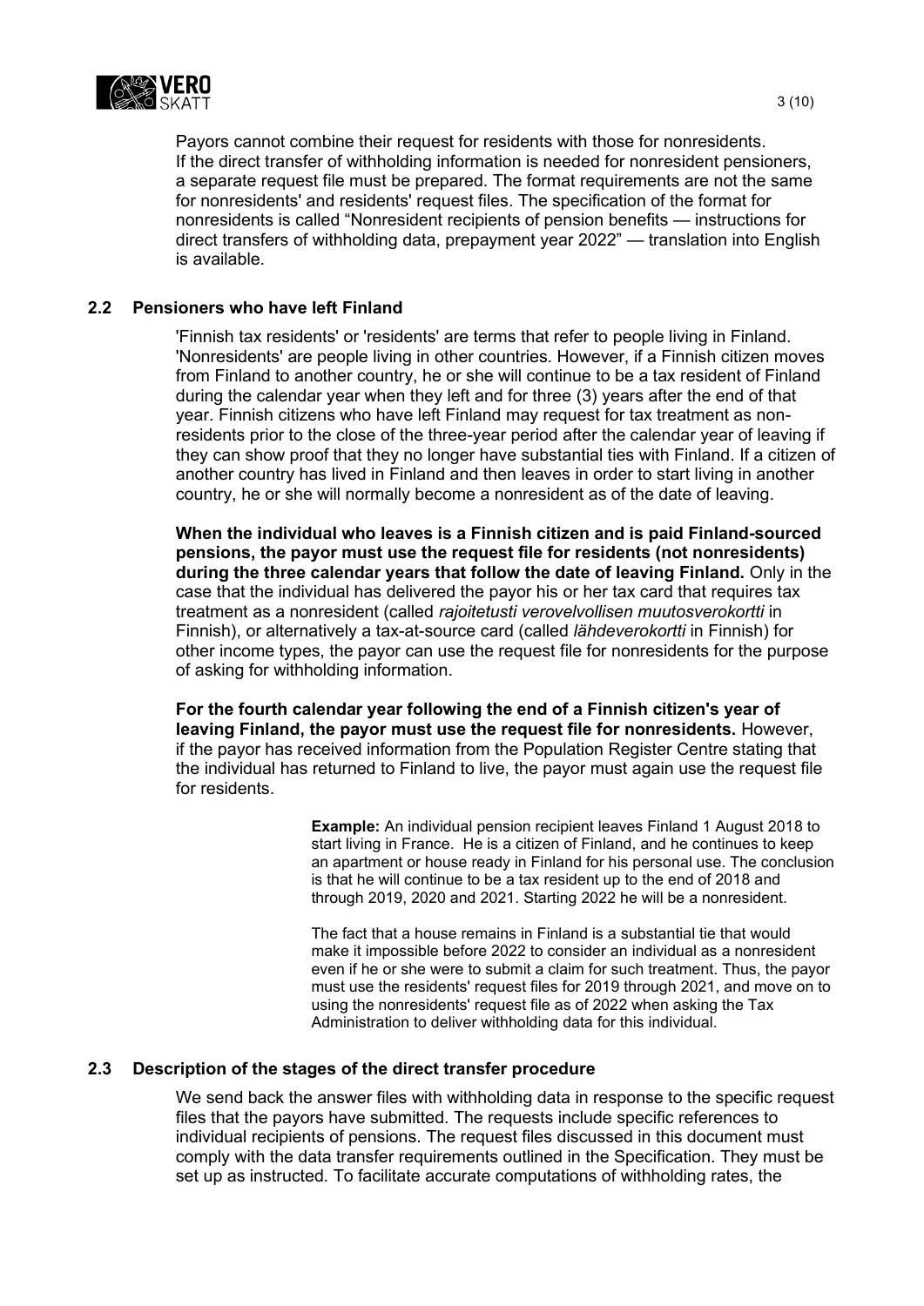Payors cannot combine their request for residents with those for nonresidents. If the direct transfer of withholding information is needed for nonresident pensioners, a separate request file must be prepared. The format requirements are not the same for nonresidents' and residents' request files. The specification of the format for nonresidents is called "Nonresident recipients of pension benefits — instructions for direct transfers of withholding data, prepayment year 2022" — translation into English is available.

## 2.2 Pensioners who have left Finland

'Finnish tax residents' or 'residents' are terms that refer to people living in Finland. 'Nonresidents' are people living in other countries. However, if a Finnish citizen moves from Finland to another country, he or she will continue to be a tax resident of Finland during the calendar year when they left and for three (3) years after the end of that year. Finnish citizens who have left Finland may request for tax treatment as non-residents prior to the close of the three-year period after the calendar year of leaving if they can show proof that they no longer have substantial ties with Finland. If a citizen of another country has lived in Finland and then leaves in order to start living in another country, he or she will normally become a nonresident as of the date of leaving.

**When the individual who leaves is a Finnish citizen and is paid Finland-sourced pensions, the payor must use the request file for residents (not nonresidents) during the three calendar years that follow the date of leaving Finland.** Only in the case that the individual has delivered the payor his or her tax card that requires tax treatment as a nonresident (called *rajoitetusti verovelvollisen muutosverokortti* in Finnish), or alternatively a tax-at-source card (called *lähdeverokortti* in Finnish) for other income types, the payor can use the request file for nonresidents for the purpose of asking for withholding information.

**For the fourth calendar year following the end of a Finnish citizen's year of leaving Finland, the payor must use the request file for nonresidents.** However, if the payor has received information from the Population Register Centre stating that the individual has returned to Finland to live, the payor must again use the request file for residents.

> **Example:** An individual pension recipient leaves Finland 1 August 2018 to start living in France. He is a citizen of Finland, and he continues to keep an apartment or house ready in Finland for his personal use. The conclusion is that he will continue to be a tax resident up to the end of 2018 and through 2019, 2020 and 2021. Starting 2022 he will be a nonresident.
>
> The fact that a house remains in Finland is a substantial tie that would make it impossible before 2022 to consider an individual as a nonresident even if he or she were to submit a claim for such treatment. Thus, the payor must use the residents' request files for 2019 through 2021, and move on to using the nonresidents' request file as of 2022 when asking the Tax Administration to deliver withholding data for this individual.

## 2.3 Description of the stages of the direct transfer procedure

We send back the answer files with withholding data in response to the specific request files that the payors have submitted. The requests include specific references to individual recipients of pensions. The request files discussed in this document must comply with the data transfer requirements outlined in the Specification. They must be set up as instructed. To facilitate accurate computations of withholding rates, the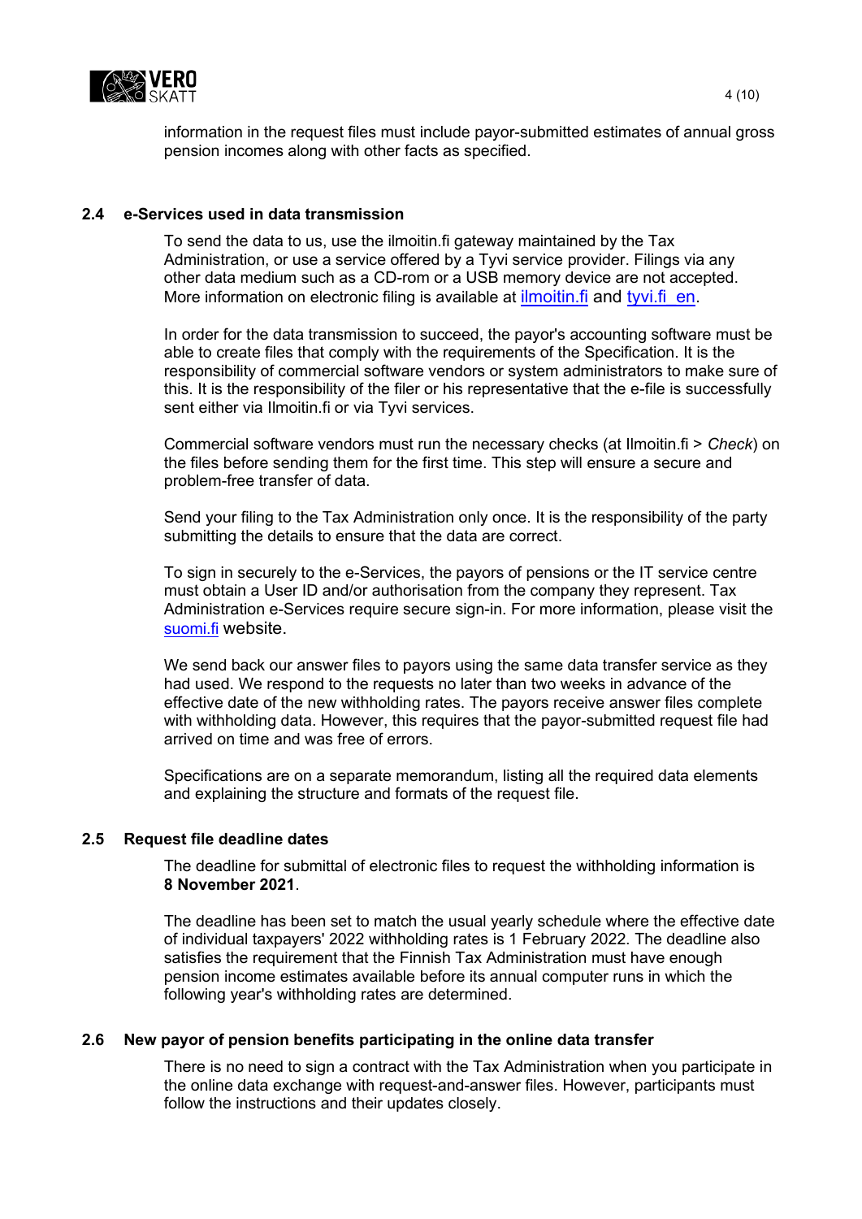information in the request files must include payor-submitted estimates of annual gross pension incomes along with other facts as specified.

## 2.4 e-Services used in data transmission

To send the data to us, use the ilmoitin.fi gateway maintained by the Tax Administration, or use a service offered by a Tyvi service provider. Filings via any other data medium such as a CD-rom or a USB memory device are not accepted. More information on electronic filing is available at ilmoitin.fi and tyvi.fi_en.

In order for the data transmission to succeed, the payor's accounting software must be able to create files that comply with the requirements of the Specification. It is the responsibility of commercial software vendors or system administrators to make sure of this. It is the responsibility of the filer or his representative that the e-file is successfully sent either via Ilmoitin.fi or via Tyvi services.

Commercial software vendors must run the necessary checks (at Ilmoitin.fi > *Check*) on the files before sending them for the first time. This step will ensure a secure and problem-free transfer of data.

Send your filing to the Tax Administration only once. It is the responsibility of the party submitting the details to ensure that the data are correct.

To sign in securely to the e-Services, the payors of pensions or the IT service centre must obtain a User ID and/or authorisation from the company they represent. Tax Administration e-Services require secure sign-in. For more information, please visit the suomi.fi website.

We send back our answer files to payors using the same data transfer service as they had used. We respond to the requests no later than two weeks in advance of the effective date of the new withholding rates. The payors receive answer files complete with withholding data. However, this requires that the payor-submitted request file had arrived on time and was free of errors.

Specifications are on a separate memorandum, listing all the required data elements and explaining the structure and formats of the request file.

## 2.5 Request file deadline dates

The deadline for submittal of electronic files to request the withholding information is **8 November 2021**.

The deadline has been set to match the usual yearly schedule where the effective date of individual taxpayers' 2022 withholding rates is 1 February 2022. The deadline also satisfies the requirement that the Finnish Tax Administration must have enough pension income estimates available before its annual computer runs in which the following year's withholding rates are determined.

## 2.6 New payor of pension benefits participating in the online data transfer

There is no need to sign a contract with the Tax Administration when you participate in the online data exchange with request-and-answer files. However, participants must follow the instructions and their updates closely.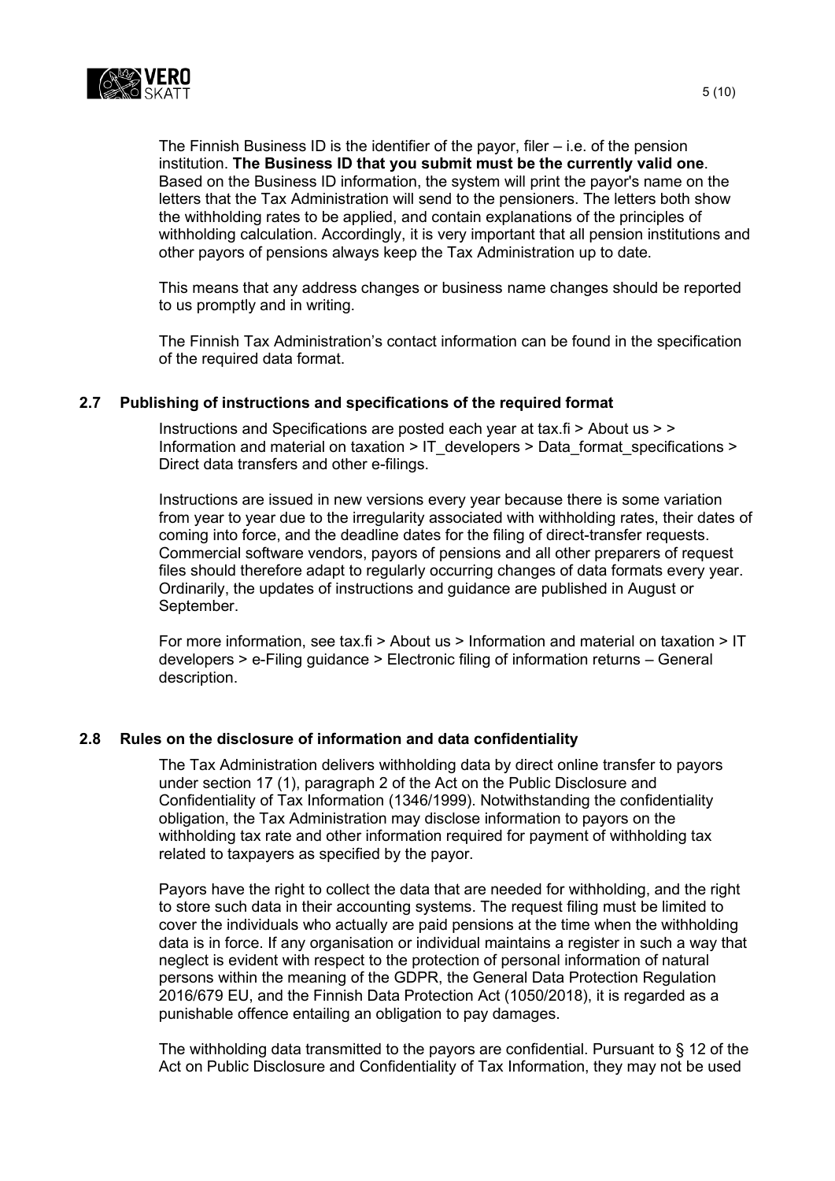The Finnish Business ID is the identifier of the payor, filer – i.e. of the pension institution. **The Business ID that you submit must be the currently valid one**. Based on the Business ID information, the system will print the payor's name on the letters that the Tax Administration will send to the pensioners. The letters both show the withholding rates to be applied, and contain explanations of the principles of withholding calculation. Accordingly, it is very important that all pension institutions and other payors of pensions always keep the Tax Administration up to date.

This means that any address changes or business name changes should be reported to us promptly and in writing.

The Finnish Tax Administration's contact information can be found in the specification of the required data format.

### 2.7 Publishing of instructions and specifications of the required format

Instructions and Specifications are posted each year at tax.fi > About us > > Information and material on taxation > IT_developers > Data_format_specifications > Direct data transfers and other e-filings.

Instructions are issued in new versions every year because there is some variation from year to year due to the irregularity associated with withholding rates, their dates of coming into force, and the deadline dates for the filing of direct-transfer requests. Commercial software vendors, payors of pensions and all other preparers of request files should therefore adapt to regularly occurring changes of data formats every year. Ordinarily, the updates of instructions and guidance are published in August or September.

For more information, see tax.fi > About us > Information and material on taxation > IT developers > e-Filing guidance > Electronic filing of information returns – General description.

### 2.8 Rules on the disclosure of information and data confidentiality

The Tax Administration delivers withholding data by direct online transfer to payors under section 17 (1), paragraph 2 of the Act on the Public Disclosure and Confidentiality of Tax Information (1346/1999). Notwithstanding the confidentiality obligation, the Tax Administration may disclose information to payors on the withholding tax rate and other information required for payment of withholding tax related to taxpayers as specified by the payor.

Payors have the right to collect the data that are needed for withholding, and the right to store such data in their accounting systems. The request filing must be limited to cover the individuals who actually are paid pensions at the time when the withholding data is in force. If any organisation or individual maintains a register in such a way that neglect is evident with respect to the protection of personal information of natural persons within the meaning of the GDPR, the General Data Protection Regulation 2016/679 EU, and the Finnish Data Protection Act (1050/2018), it is regarded as a punishable offence entailing an obligation to pay damages.

The withholding data transmitted to the payors are confidential. Pursuant to § 12 of the Act on Public Disclosure and Confidentiality of Tax Information, they may not be used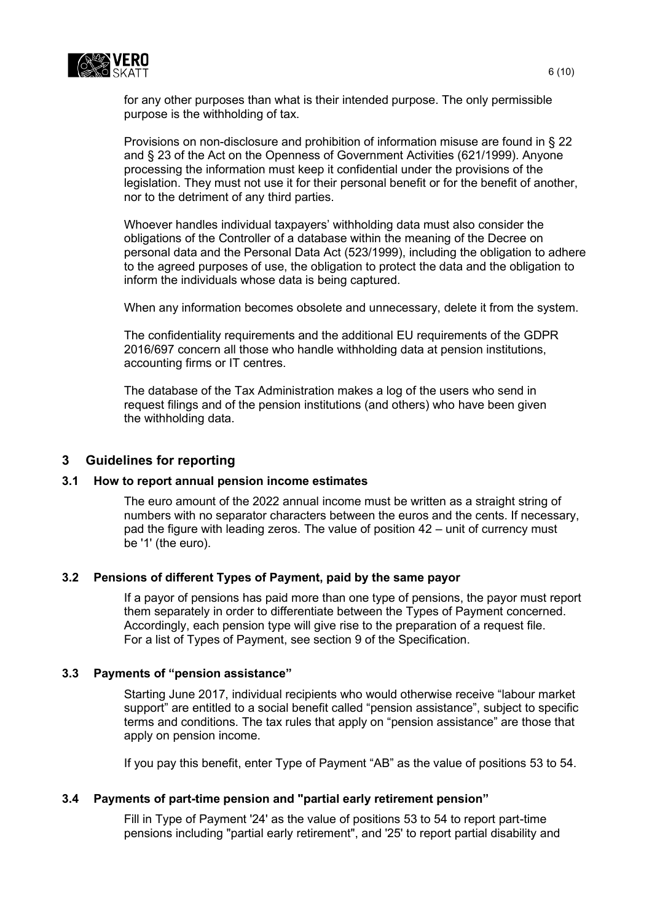for any other purposes than what is their intended purpose. The only permissible purpose is the withholding of tax.

Provisions on non-disclosure and prohibition of information misuse are found in § 22 and § 23 of the Act on the Openness of Government Activities (621/1999). Anyone processing the information must keep it confidential under the provisions of the legislation. They must not use it for their personal benefit or for the benefit of another, nor to the detriment of any third parties.

Whoever handles individual taxpayers' withholding data must also consider the obligations of the Controller of a database within the meaning of the Decree on personal data and the Personal Data Act (523/1999), including the obligation to adhere to the agreed purposes of use, the obligation to protect the data and the obligation to inform the individuals whose data is being captured.

When any information becomes obsolete and unnecessary, delete it from the system.

The confidentiality requirements and the additional EU requirements of the GDPR 2016/697 concern all those who handle withholding data at pension institutions, accounting firms or IT centres.

The database of the Tax Administration makes a log of the users who send in request filings and of the pension institutions (and others) who have been given the withholding data.

## 3 Guidelines for reporting

### 3.1 How to report annual pension income estimates

The euro amount of the 2022 annual income must be written as a straight string of numbers with no separator characters between the euros and the cents. If necessary, pad the figure with leading zeros. The value of position 42 – unit of currency must be '1' (the euro).

### 3.2 Pensions of different Types of Payment, paid by the same payor

If a payor of pensions has paid more than one type of pensions, the payor must report them separately in order to differentiate between the Types of Payment concerned. Accordingly, each pension type will give rise to the preparation of a request file. For a list of Types of Payment, see section 9 of the Specification.

### 3.3 Payments of "pension assistance"

Starting June 2017, individual recipients who would otherwise receive "labour market support" are entitled to a social benefit called "pension assistance", subject to specific terms and conditions. The tax rules that apply on "pension assistance" are those that apply on pension income.

If you pay this benefit, enter Type of Payment "AB" as the value of positions 53 to 54.

### 3.4 Payments of part-time pension and "partial early retirement pension"

Fill in Type of Payment '24' as the value of positions 53 to 54 to report part-time pensions including "partial early retirement", and '25' to report partial disability and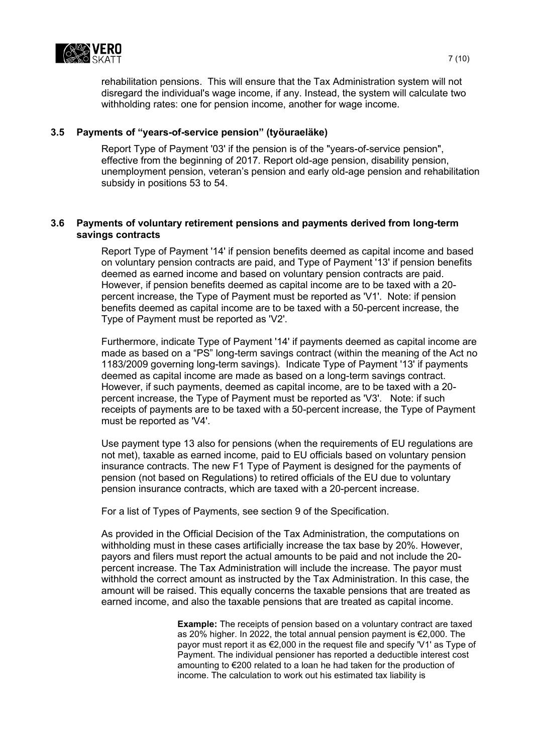rehabilitation pensions. This will ensure that the Tax Administration system will not disregard the individual's wage income, if any. Instead, the system will calculate two withholding rates: one for pension income, another for wage income.

### 3.5 Payments of "years-of-service pension" (työuraeläke)

Report Type of Payment '03' if the pension is of the "years-of-service pension", effective from the beginning of 2017. Report old-age pension, disability pension, unemployment pension, veteran's pension and early old-age pension and rehabilitation subsidy in positions 53 to 54.

### 3.6 Payments of voluntary retirement pensions and payments derived from long-term savings contracts

Report Type of Payment '14' if pension benefits deemed as capital income and based on voluntary pension contracts are paid, and Type of Payment '13' if pension benefits deemed as earned income and based on voluntary pension contracts are paid. However, if pension benefits deemed as capital income are to be taxed with a 20-percent increase, the Type of Payment must be reported as 'V1'. Note: if pension benefits deemed as capital income are to be taxed with a 50-percent increase, the Type of Payment must be reported as 'V2'.

Furthermore, indicate Type of Payment '14' if payments deemed as capital income are made as based on a "PS" long-term savings contract (within the meaning of the Act no 1183/2009 governing long-term savings). Indicate Type of Payment '13' if payments deemed as capital income are made as based on a long-term savings contract. However, if such payments, deemed as capital income, are to be taxed with a 20-percent increase, the Type of Payment must be reported as 'V3'. Note: if such receipts of payments are to be taxed with a 50-percent increase, the Type of Payment must be reported as 'V4'.

Use payment type 13 also for pensions (when the requirements of EU regulations are not met), taxable as earned income, paid to EU officials based on voluntary pension insurance contracts. The new F1 Type of Payment is designed for the payments of pension (not based on Regulations) to retired officials of the EU due to voluntary pension insurance contracts, which are taxed with a 20-percent increase.

For a list of Types of Payments, see section 9 of the Specification.

As provided in the Official Decision of the Tax Administration, the computations on withholding must in these cases artificially increase the tax base by 20%. However, payors and filers must report the actual amounts to be paid and not include the 20-percent increase. The Tax Administration will include the increase. The payor must withhold the correct amount as instructed by the Tax Administration. In this case, the amount will be raised. This equally concerns the taxable pensions that are treated as earned income, and also the taxable pensions that are treated as capital income.

> **Example:** The receipts of pension based on a voluntary contract are taxed as 20% higher. In 2022, the total annual pension payment is €2,000. The payor must report it as €2,000 in the request file and specify 'V1' as Type of Payment. The individual pensioner has reported a deductible interest cost amounting to €200 related to a loan he had taken for the production of income. The calculation to work out his estimated tax liability is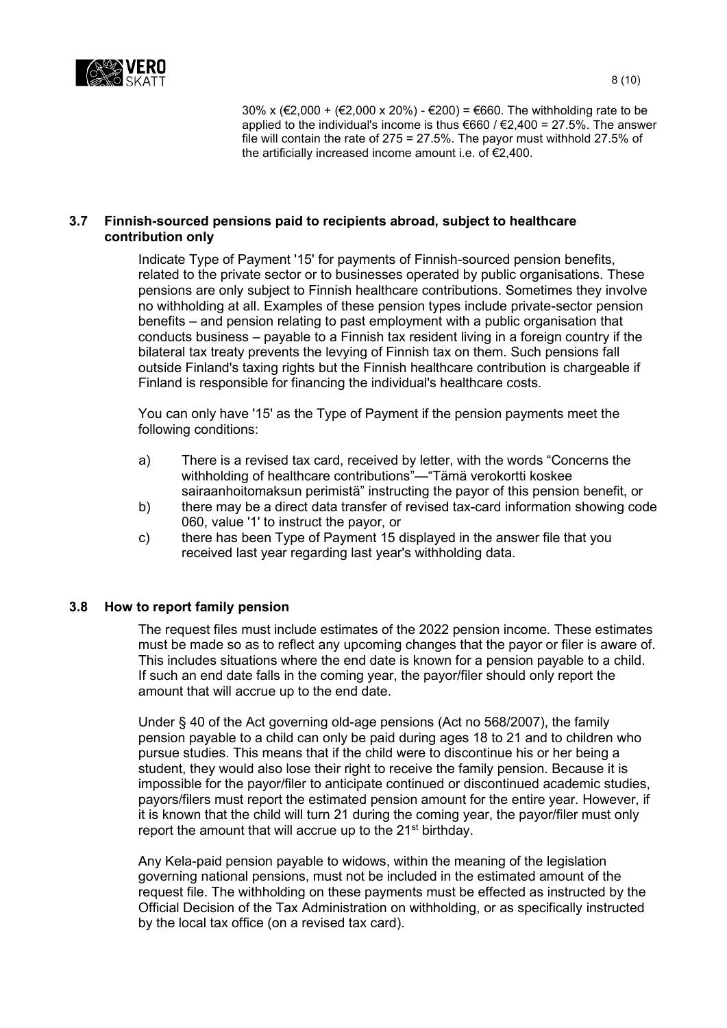30% x (€2,000 + (€2,000 x 20%) - €200) = €660. The withholding rate to be applied to the individual's income is thus €660 / €2,400 = 27.5%. The answer file will contain the rate of 275 = 27.5%. The payor must withhold 27.5% of the artificially increased income amount i.e. of €2,400.

### 3.7 Finnish-sourced pensions paid to recipients abroad, subject to healthcare contribution only

Indicate Type of Payment '15' for payments of Finnish-sourced pension benefits, related to the private sector or to businesses operated by public organisations. These pensions are only subject to Finnish healthcare contributions. Sometimes they involve no withholding at all. Examples of these pension types include private-sector pension benefits – and pension relating to past employment with a public organisation that conducts business – payable to a Finnish tax resident living in a foreign country if the bilateral tax treaty prevents the levying of Finnish tax on them. Such pensions fall outside Finland's taxing rights but the Finnish healthcare contribution is chargeable if Finland is responsible for financing the individual's healthcare costs.

You can only have '15' as the Type of Payment if the pension payments meet the following conditions:

a) There is a revised tax card, received by letter, with the words "Concerns the withholding of healthcare contributions"—"Tämä verokortti koskee sairaanhoitomaksun perimistä" instructing the payor of this pension benefit, or
b) there may be a direct data transfer of revised tax-card information showing code 060, value '1' to instruct the payor, or
c) there has been Type of Payment 15 displayed in the answer file that you received last year regarding last year's withholding data.

### 3.8 How to report family pension

The request files must include estimates of the 2022 pension income. These estimates must be made so as to reflect any upcoming changes that the payor or filer is aware of. This includes situations where the end date is known for a pension payable to a child. If such an end date falls in the coming year, the payor/filer should only report the amount that will accrue up to the end date.

Under § 40 of the Act governing old-age pensions (Act no 568/2007), the family pension payable to a child can only be paid during ages 18 to 21 and to children who pursue studies. This means that if the child were to discontinue his or her being a student, they would also lose their right to receive the family pension. Because it is impossible for the payor/filer to anticipate continued or discontinued academic studies, payors/filers must report the estimated pension amount for the entire year. However, if it is known that the child will turn 21 during the coming year, the payor/filer must only report the amount that will accrue up to the 21st birthday.

Any Kela-paid pension payable to widows, within the meaning of the legislation governing national pensions, must not be included in the estimated amount of the request file. The withholding on these payments must be effected as instructed by the Official Decision of the Tax Administration on withholding, or as specifically instructed by the local tax office (on a revised tax card).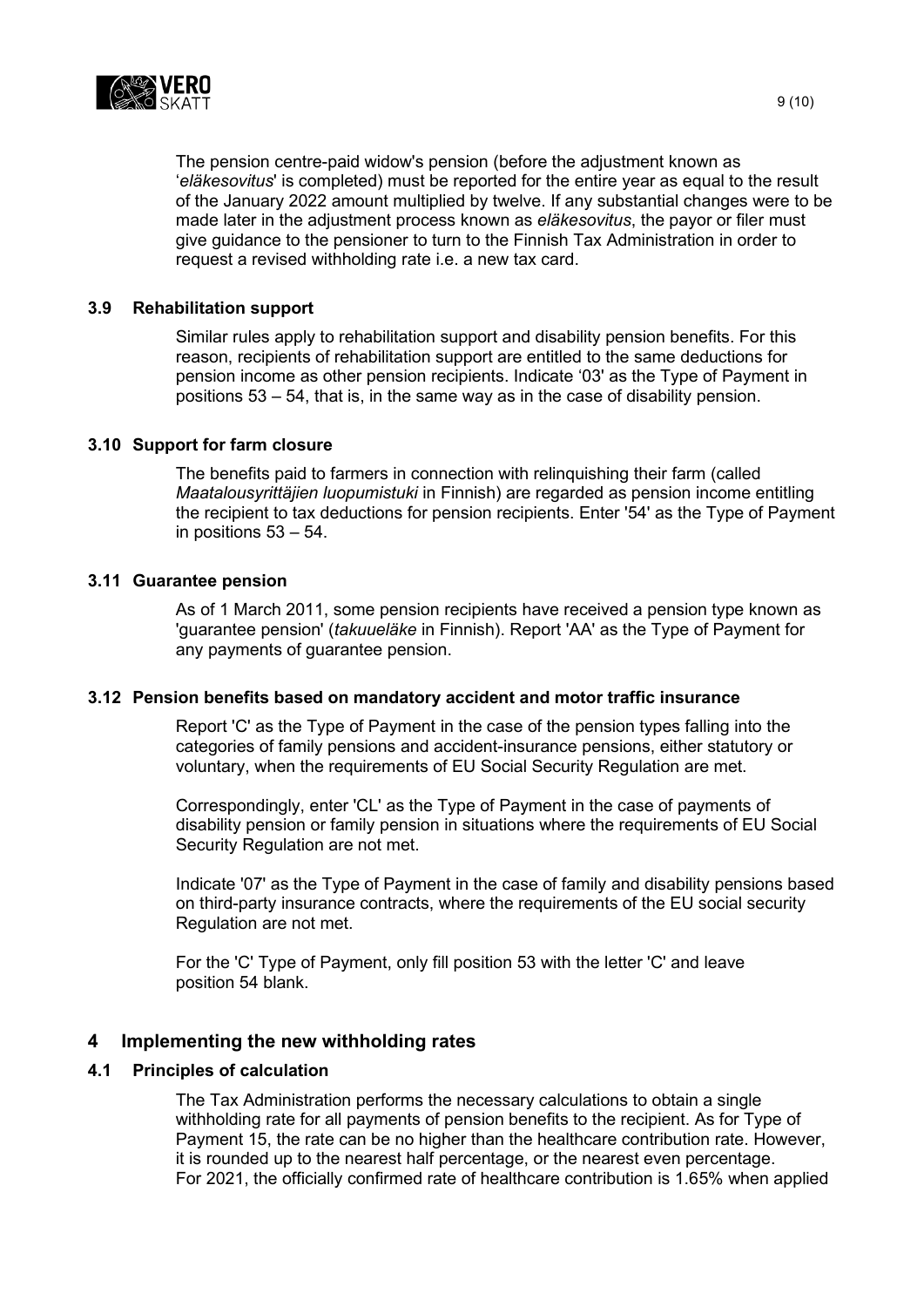The pension centre-paid widow's pension (before the adjustment known as '*eläkesovitus*' is completed) must be reported for the entire year as equal to the result of the January 2022 amount multiplied by twelve. If any substantial changes were to be made later in the adjustment process known as *eläkesovitus*, the payor or filer must give guidance to the pensioner to turn to the Finnish Tax Administration in order to request a revised withholding rate i.e. a new tax card.

### 3.9 Rehabilitation support

Similar rules apply to rehabilitation support and disability pension benefits. For this reason, recipients of rehabilitation support are entitled to the same deductions for pension income as other pension recipients. Indicate '03' as the Type of Payment in positions 53 – 54, that is, in the same way as in the case of disability pension.

### 3.10 Support for farm closure

The benefits paid to farmers in connection with relinquishing their farm (called *Maatalousyrittäjien luopumistuki* in Finnish) are regarded as pension income entitling the recipient to tax deductions for pension recipients. Enter '54' as the Type of Payment in positions 53 – 54.

### 3.11 Guarantee pension

As of 1 March 2011, some pension recipients have received a pension type known as 'guarantee pension' (*takuueläke* in Finnish). Report 'AA' as the Type of Payment for any payments of guarantee pension.

### 3.12 Pension benefits based on mandatory accident and motor traffic insurance

Report 'C' as the Type of Payment in the case of the pension types falling into the categories of family pensions and accident-insurance pensions, either statutory or voluntary, when the requirements of EU Social Security Regulation are met.

Correspondingly, enter 'CL' as the Type of Payment in the case of payments of disability pension or family pension in situations where the requirements of EU Social Security Regulation are not met.

Indicate '07' as the Type of Payment in the case of family and disability pensions based on third-party insurance contracts, where the requirements of the EU social security Regulation are not met.

For the 'C' Type of Payment, only fill position 53 with the letter 'C' and leave position 54 blank.

## 4 Implementing the new withholding rates

### 4.1 Principles of calculation

The Tax Administration performs the necessary calculations to obtain a single withholding rate for all payments of pension benefits to the recipient. As for Type of Payment 15, the rate can be no higher than the healthcare contribution rate. However, it is rounded up to the nearest half percentage, or the nearest even percentage. For 2021, the officially confirmed rate of healthcare contribution is 1.65% when applied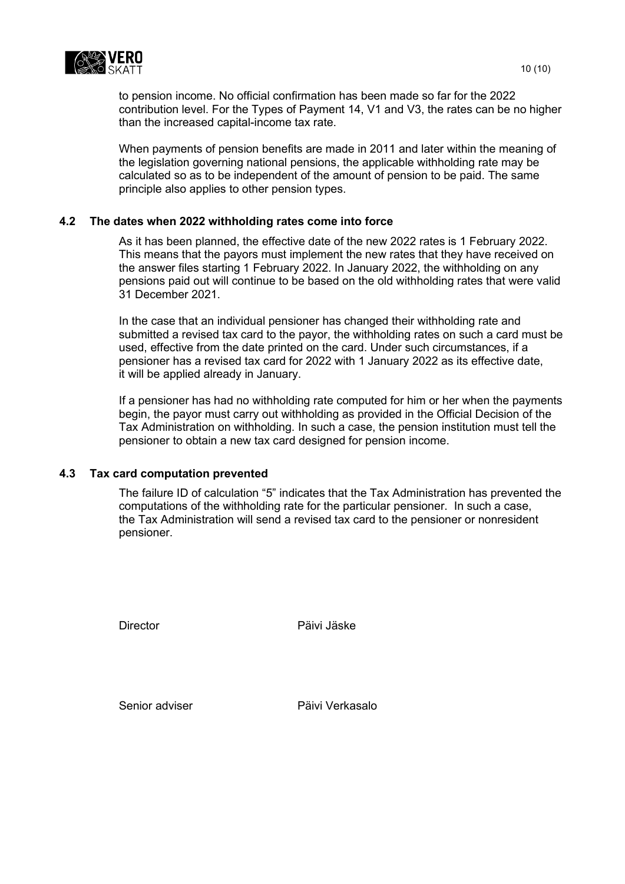to pension income. No official confirmation has been made so far for the 2022 contribution level. For the Types of Payment 14, V1 and V3, the rates can be no higher than the increased capital-income tax rate.

When payments of pension benefits are made in 2011 and later within the meaning of the legislation governing national pensions, the applicable withholding rate may be calculated so as to be independent of the amount of pension to be paid. The same principle also applies to other pension types.

### 4.2 The dates when 2022 withholding rates come into force

As it has been planned, the effective date of the new 2022 rates is 1 February 2022. This means that the payors must implement the new rates that they have received on the answer files starting 1 February 2022. In January 2022, the withholding on any pensions paid out will continue to be based on the old withholding rates that were valid 31 December 2021.

In the case that an individual pensioner has changed their withholding rate and submitted a revised tax card to the payor, the withholding rates on such a card must be used, effective from the date printed on the card. Under such circumstances, if a pensioner has a revised tax card for 2022 with 1 January 2022 as its effective date, it will be applied already in January.

If a pensioner has had no withholding rate computed for him or her when the payments begin, the payor must carry out withholding as provided in the Official Decision of the Tax Administration on withholding. In such a case, the pension institution must tell the pensioner to obtain a new tax card designed for pension income.

### 4.3 Tax card computation prevented

The failure ID of calculation “5” indicates that the Tax Administration has prevented the computations of the withholding rate for the particular pensioner. In such a case, the Tax Administration will send a revised tax card to the pensioner or nonresident pensioner.

Director Päivi Jäske

Senior adviser Päivi Verkasalo